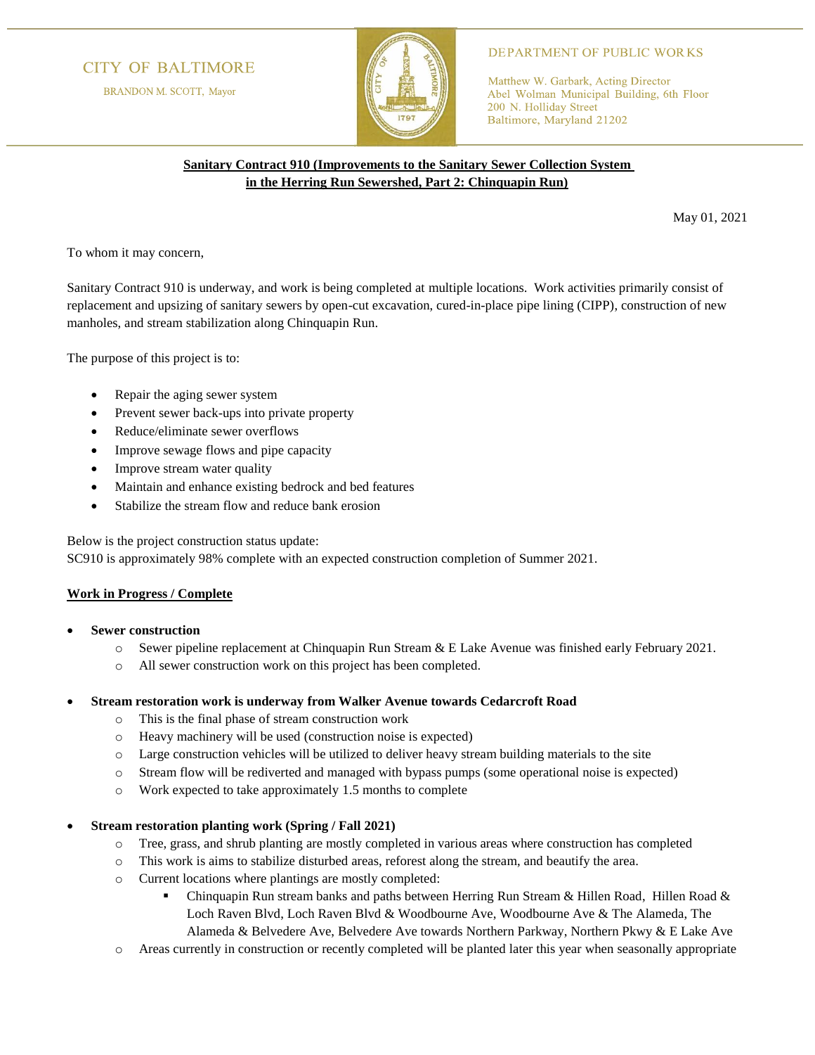CITY OF BALTIMORE

BRANDON M. SCOTT, Mayor

DEPARTMENT OF PUBLIC WORKS

Matthew W. Garbark, Acting Director
Abel Wolman Municipal Building, 6th Floor
200 N. Holliday Street
Baltimore, Maryland 21202

**Sanitary Contract 910 (Improvements to the Sanitary Sewer Collection System in the Herring Run Sewershed, Part 2: Chinquapin Run)**

May 01, 2021

To whom it may concern,

Sanitary Contract 910 is underway, and work is being completed at multiple locations. Work activities primarily consist of replacement and upsizing of sanitary sewers by open-cut excavation, cured-in-place pipe lining (CIPP), construction of new manholes, and stream stabilization along Chinquapin Run.

The purpose of this project is to:

- Repair the aging sewer system
- Prevent sewer back-ups into private property
- Reduce/eliminate sewer overflows
- Improve sewage flows and pipe capacity
- Improve stream water quality
- Maintain and enhance existing bedrock and bed features
- Stabilize the stream flow and reduce bank erosion

Below is the project construction status update:
SC910 is approximately 98% complete with an expected construction completion of Summer 2021.

**Work in Progress / Complete**

- **Sewer construction**
  - Sewer pipeline replacement at Chinquapin Run Stream & E Lake Avenue was finished early February 2021.
  - All sewer construction work on this project has been completed.
- **Stream restoration work is underway from Walker Avenue towards Cedarcroft Road**
  - This is the final phase of stream construction work
  - Heavy machinery will be used (construction noise is expected)
  - Large construction vehicles will be utilized to deliver heavy stream building materials to the site
  - Stream flow will be rediverted and managed with bypass pumps (some operational noise is expected)
  - Work expected to take approximately 1.5 months to complete
- **Stream restoration planting work (Spring / Fall 2021)**
  - Tree, grass, and shrub planting are mostly completed in various areas where construction has completed
  - This work is aims to stabilize disturbed areas, reforest along the stream, and beautify the area.
  - Current locations where plantings are mostly completed:
    - Chinquapin Run stream banks and paths between Herring Run Stream & Hillen Road, Hillen Road & Loch Raven Blvd, Loch Raven Blvd & Woodbourne Ave, Woodbourne Ave & The Alameda, The Alameda & Belvedere Ave, Belvedere Ave towards Northern Parkway, Northern Pkwy & E Lake Ave
  - Areas currently in construction or recently completed will be planted later this year when seasonally appropriate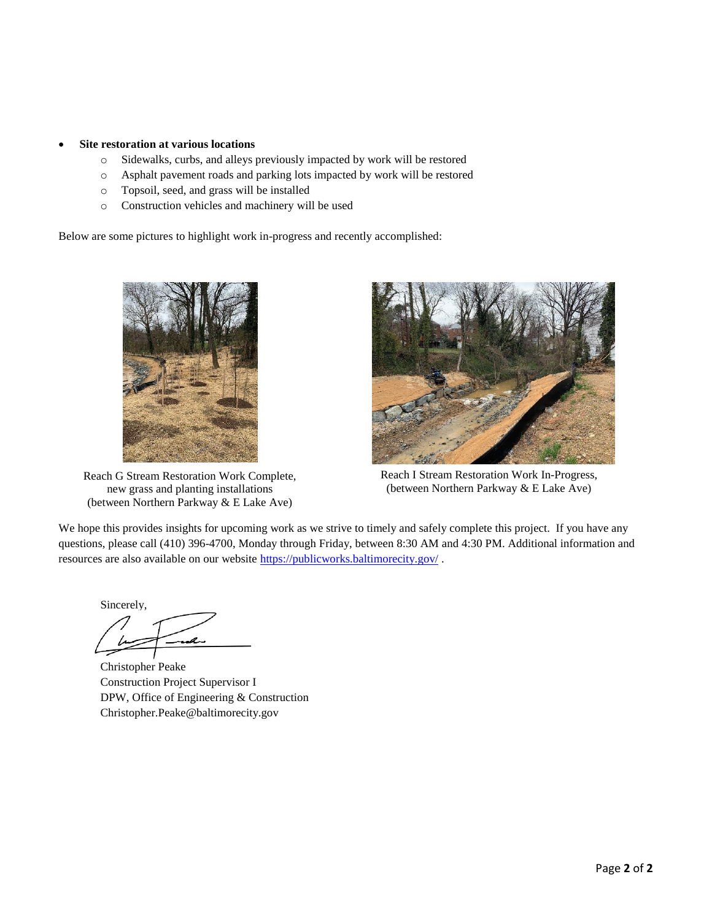- **Site restoration at various locations**
  - Sidewalks, curbs, and alleys previously impacted by work will be restored
  - Asphalt pavement roads and parking lots impacted by work will be restored
  - Topsoil, seed, and grass will be installed
  - Construction vehicles and machinery will be used

Below are some pictures to highlight work in-progress and recently accomplished:

Reach G Stream Restoration Work Complete, new grass and planting installations (between Northern Parkway & E Lake Ave)

Reach I Stream Restoration Work In-Progress, (between Northern Parkway & E Lake Ave)

We hope this provides insights for upcoming work as we strive to timely and safely complete this project. If you have any questions, please call (410) 396-4700, Monday through Friday, between 8:30 AM and 4:30 PM. Additional information and resources are also available on our website https://publicworks.baltimorecity.gov/ .

Sincerely,

Christopher Peake
Construction Project Supervisor I
DPW, Office of Engineering & Construction
Christopher.Peake@baltimorecity.gov